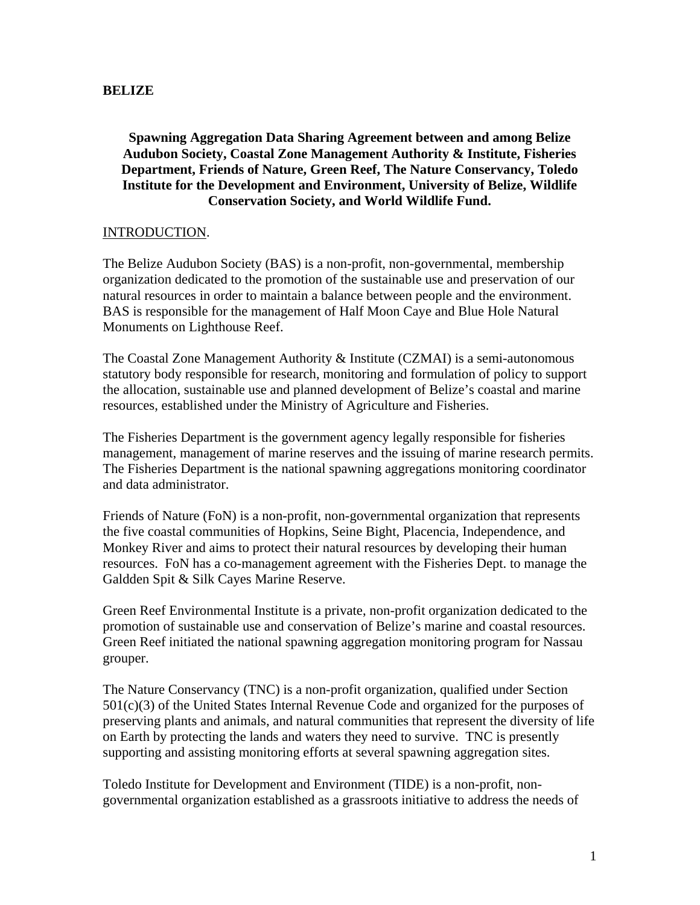**BELIZE**

**Spawning Aggregation Data Sharing Agreement between and among Belize Audubon Society, Coastal Zone Management Authority & Institute, Fisheries Department, Friends of Nature, Green Reef, The Nature Conservancy, Toledo Institute for the Development and Environment, University of Belize, Wildlife Conservation Society, and World Wildlife Fund.**

INTRODUCTION.

The Belize Audubon Society (BAS) is a non-profit, non-governmental, membership organization dedicated to the promotion of the sustainable use and preservation of our natural resources in order to maintain a balance between people and the environment. BAS is responsible for the management of Half Moon Caye and Blue Hole Natural Monuments on Lighthouse Reef.

The Coastal Zone Management Authority & Institute (CZMAI) is a semi-autonomous statutory body responsible for research, monitoring and formulation of policy to support the allocation, sustainable use and planned development of Belize's coastal and marine resources, established under the Ministry of Agriculture and Fisheries.

The Fisheries Department is the government agency legally responsible for fisheries management, management of marine reserves and the issuing of marine research permits. The Fisheries Department is the national spawning aggregations monitoring coordinator and data administrator.

Friends of Nature (FoN) is a non-profit, non-governmental organization that represents the five coastal communities of Hopkins, Seine Bight, Placencia, Independence, and Monkey River and aims to protect their natural resources by developing their human resources. FoN has a co-management agreement with the Fisheries Dept. to manage the Galdden Spit & Silk Cayes Marine Reserve.

Green Reef Environmental Institute is a private, non-profit organization dedicated to the promotion of sustainable use and conservation of Belize's marine and coastal resources. Green Reef initiated the national spawning aggregation monitoring program for Nassau grouper.

The Nature Conservancy (TNC) is a non-profit organization, qualified under Section 501(c)(3) of the United States Internal Revenue Code and organized for the purposes of preserving plants and animals, and natural communities that represent the diversity of life on Earth by protecting the lands and waters they need to survive. TNC is presently supporting and assisting monitoring efforts at several spawning aggregation sites.

Toledo Institute for Development and Environment (TIDE) is a non-profit, non-governmental organization established as a grassroots initiative to address the needs of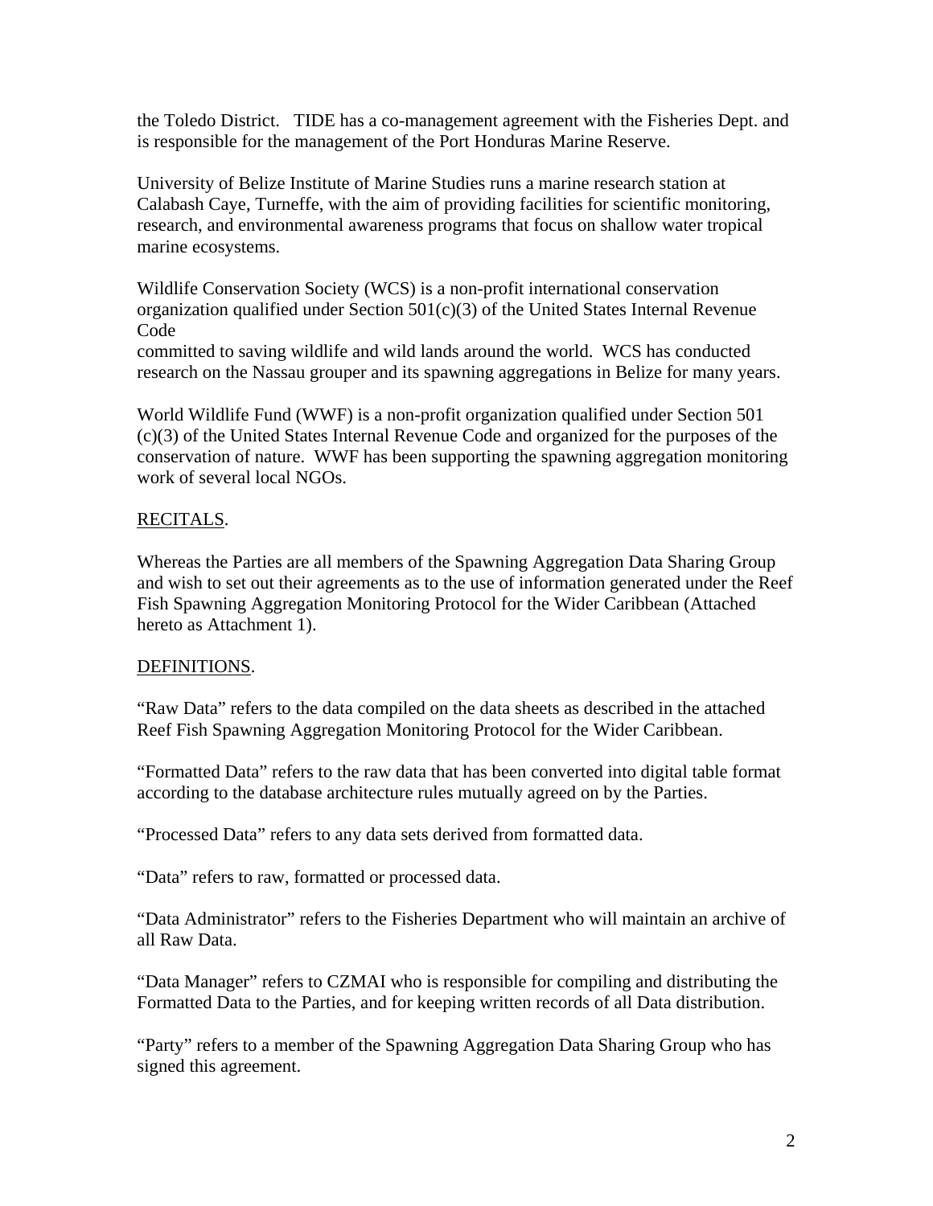the Toledo District. TIDE has a co-management agreement with the Fisheries Dept. and is responsible for the management of the Port Honduras Marine Reserve.

University of Belize Institute of Marine Studies runs a marine research station at Calabash Caye, Turneffe, with the aim of providing facilities for scientific monitoring, research, and environmental awareness programs that focus on shallow water tropical marine ecosystems.

Wildlife Conservation Society (WCS) is a non-profit international conservation organization qualified under Section 501(c)(3) of the United States Internal Revenue Code
committed to saving wildlife and wild lands around the world. WCS has conducted research on the Nassau grouper and its spawning aggregations in Belize for many years.

World Wildlife Fund (WWF) is a non-profit organization qualified under Section 501 (c)(3) of the United States Internal Revenue Code and organized for the purposes of the conservation of nature. WWF has been supporting the spawning aggregation monitoring work of several local NGOs.

RECITALS.

Whereas the Parties are all members of the Spawning Aggregation Data Sharing Group and wish to set out their agreements as to the use of information generated under the Reef Fish Spawning Aggregation Monitoring Protocol for the Wider Caribbean (Attached hereto as Attachment 1).

DEFINITIONS.

"Raw Data" refers to the data compiled on the data sheets as described in the attached Reef Fish Spawning Aggregation Monitoring Protocol for the Wider Caribbean.

"Formatted Data" refers to the raw data that has been converted into digital table format according to the database architecture rules mutually agreed on by the Parties.

"Processed Data" refers to any data sets derived from formatted data.

"Data" refers to raw, formatted or processed data.

"Data Administrator" refers to the Fisheries Department who will maintain an archive of all Raw Data.

"Data Manager" refers to CZMAI who is responsible for compiling and distributing the Formatted Data to the Parties, and for keeping written records of all Data distribution.

"Party" refers to a member of the Spawning Aggregation Data Sharing Group who has signed this agreement.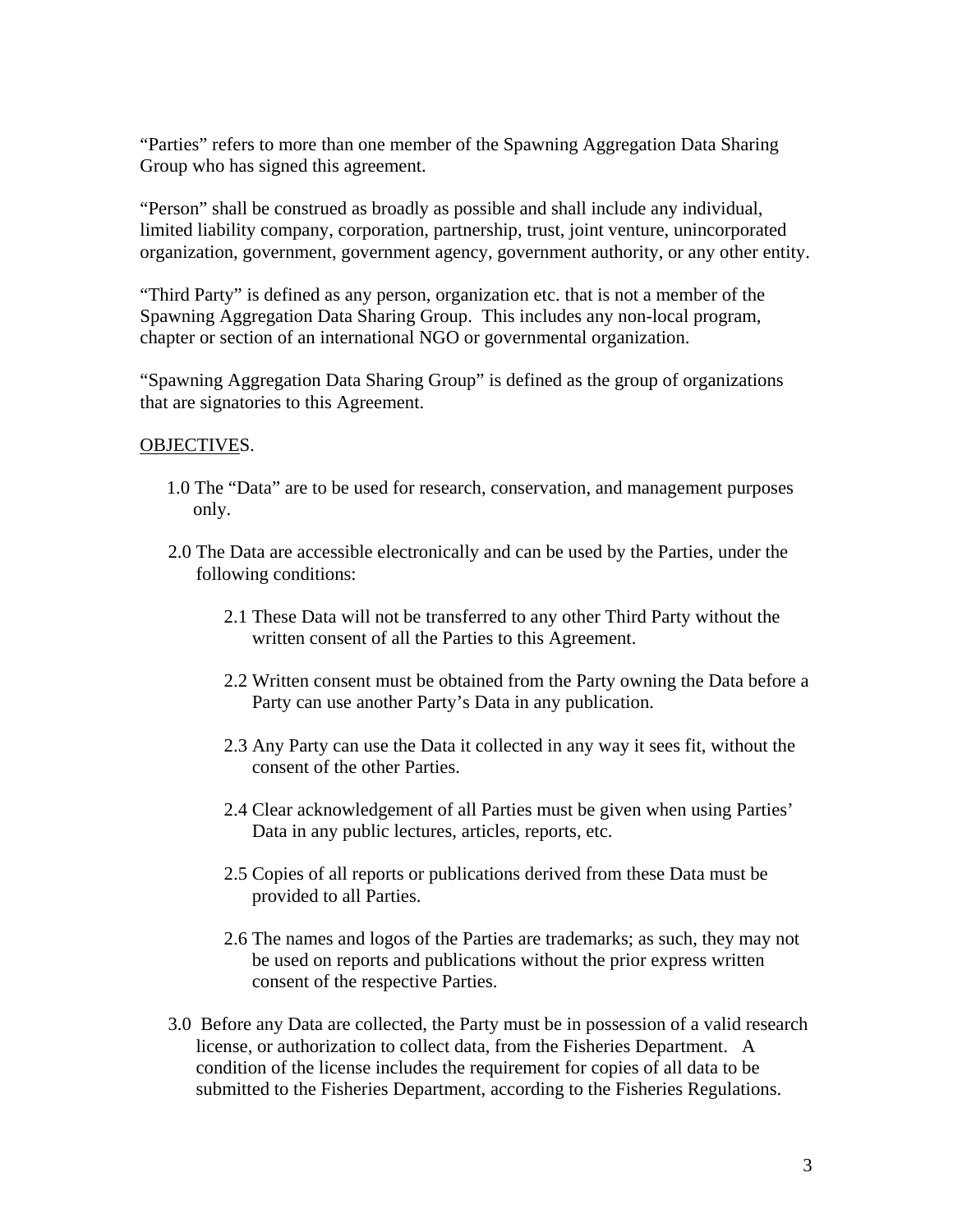"Parties" refers to more than one member of the Spawning Aggregation Data Sharing Group who has signed this agreement.

"Person" shall be construed as broadly as possible and shall include any individual, limited liability company, corporation, partnership, trust, joint venture, unincorporated organization, government, government agency, government authority, or any other entity.

"Third Party" is defined as any person, organization etc. that is not a member of the Spawning Aggregation Data Sharing Group. This includes any non-local program, chapter or section of an international NGO or governmental organization.

"Spawning Aggregation Data Sharing Group" is defined as the group of organizations that are signatories to this Agreement.

OBJECTIVES.

1.0 The "Data" are to be used for research, conservation, and management purposes only.

2.0 The Data are accessible electronically and can be used by the Parties, under the following conditions:

  2.1 These Data will not be transferred to any other Third Party without the written consent of all the Parties to this Agreement.

  2.2 Written consent must be obtained from the Party owning the Data before a Party can use another Party's Data in any publication.

  2.3 Any Party can use the Data it collected in any way it sees fit, without the consent of the other Parties.

  2.4 Clear acknowledgement of all Parties must be given when using Parties' Data in any public lectures, articles, reports, etc.

  2.5 Copies of all reports or publications derived from these Data must be provided to all Parties.

  2.6 The names and logos of the Parties are trademarks; as such, they may not be used on reports and publications without the prior express written consent of the respective Parties.

3.0 Before any Data are collected, the Party must be in possession of a valid research license, or authorization to collect data, from the Fisheries Department. A condition of the license includes the requirement for copies of all data to be submitted to the Fisheries Department, according to the Fisheries Regulations.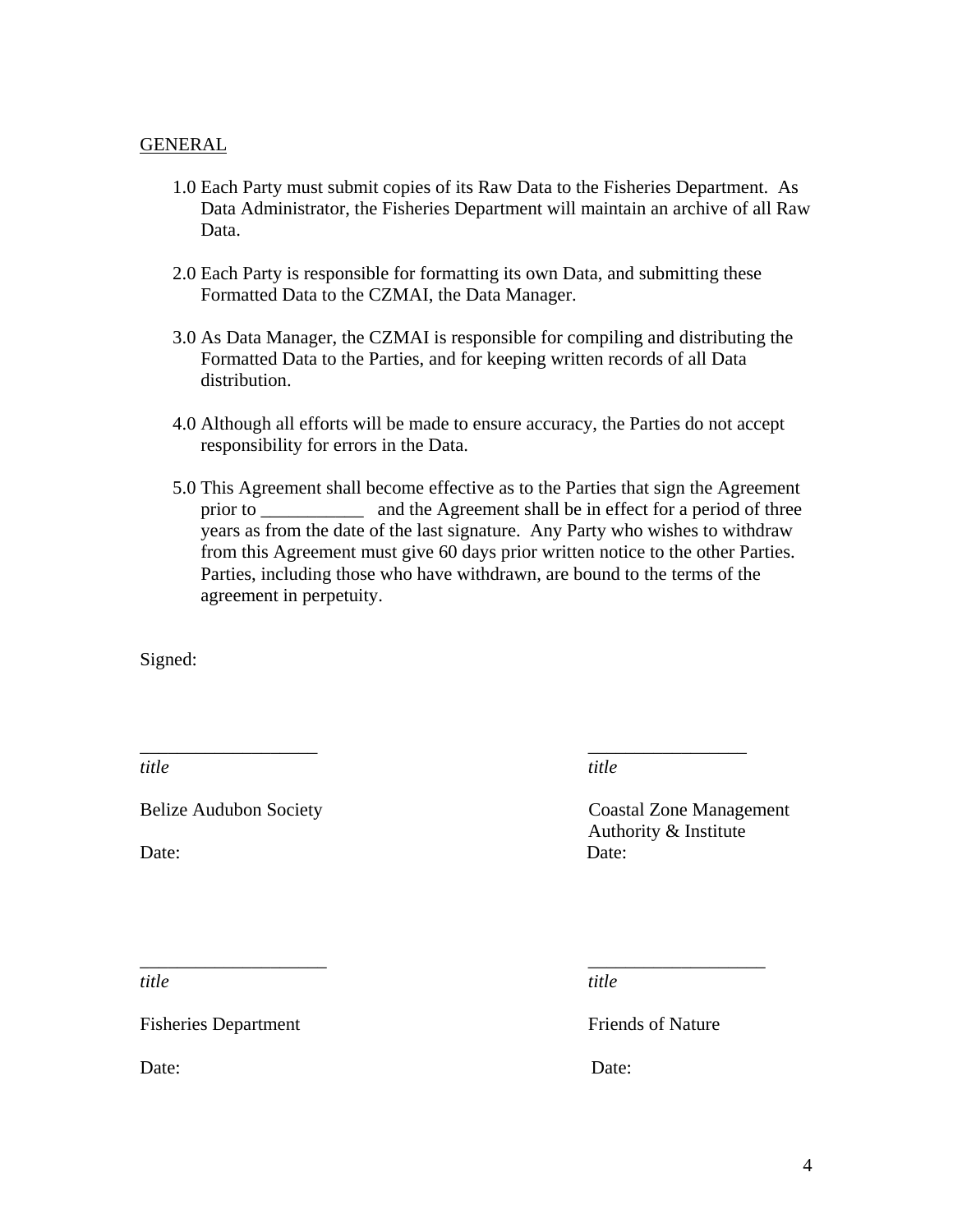<u>GENERAL</u>

1.0 Each Party must submit copies of its Raw Data to the Fisheries Department. As Data Administrator, the Fisheries Department will maintain an archive of all Raw Data.

2.0 Each Party is responsible for formatting its own Data, and submitting these Formatted Data to the CZMAI, the Data Manager.

3.0 As Data Manager, the CZMAI is responsible for compiling and distributing the Formatted Data to the Parties, and for keeping written records of all Data distribution.

4.0 Although all efforts will be made to ensure accuracy, the Parties do not accept responsibility for errors in the Data.

5.0 This Agreement shall become effective as to the Parties that sign the Agreement prior to ___________ and the Agreement shall be in effect for a period of three years as from the date of the last signature. Any Party who wishes to withdraw from this Agreement must give 60 days prior written notice to the other Parties. Parties, including those who have withdrawn, are bound to the terms of the agreement in perpetuity.

Signed:

| | |
|---|---|
| ___________________ | _________________ |
| *title* | *title* |
| Belize Audubon Society | Coastal Zone Management Authority & Institute |
| Date: | Date: |
| ____________________ | ___________________ |
| *title* | *title* |
| Fisheries Department | Friends of Nature |
| Date: | Date: |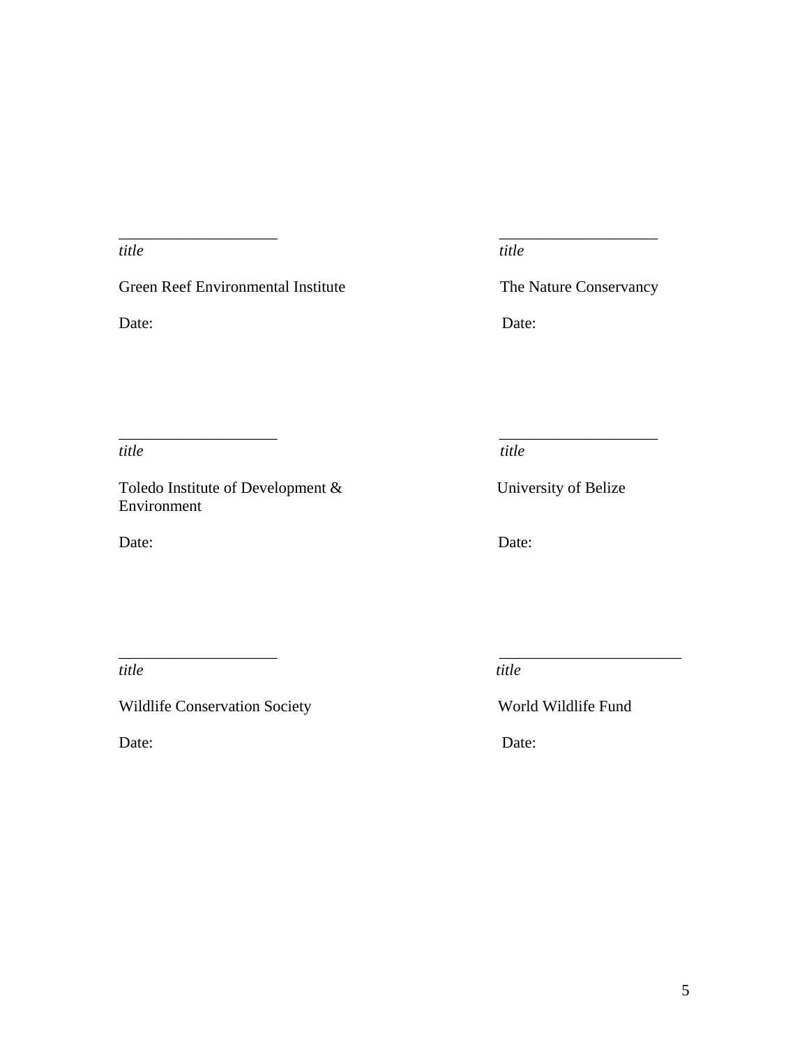____________________
*title*

Green Reef Environmental Institute

Date:

____________________
*title*

The Nature Conservancy

Date:

____________________
*title*

Toledo Institute of Development & Environment

Date:

____________________
*title*

University of Belize

Date:

____________________
*title*

Wildlife Conservation Society

Date:

_______________________
*title*

World Wildlife Fund

Date: